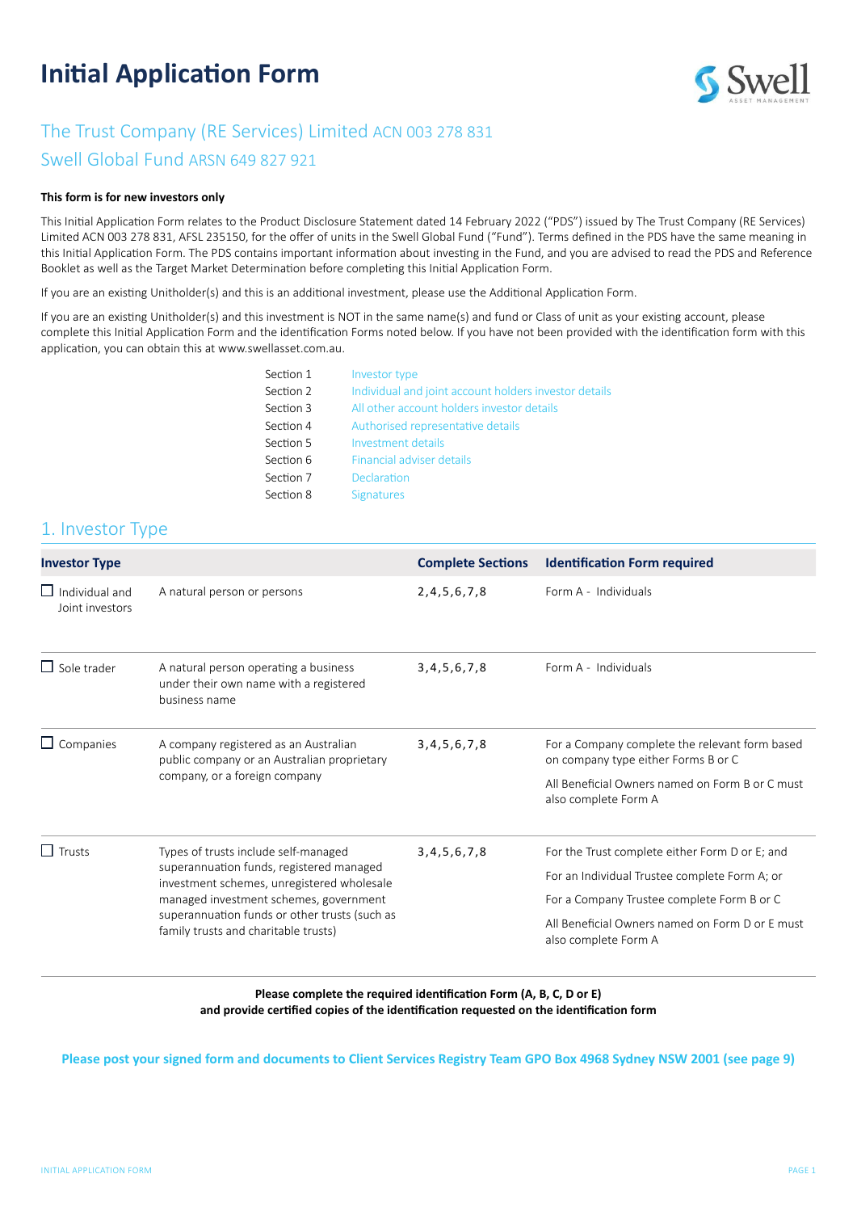# Initial Application Form

## The Trust Company (RE Services) Limited ACN 003 278 831

## Swell Global Fund ARSN 649 827 921

**This form is for new investors only**

This Initial Application Form relates to the Product Disclosure Statement dated 14 February 2022 ("PDS") issued by The Trust Company (RE Services) Limited ACN 003 278 831, AFSL 235150, for the offer of units in the Swell Global Fund ("Fund"). Terms defined in the PDS have the same meaning in this Initial Application Form. The PDS contains important information about investing in the Fund, and you are advised to read the PDS and Reference Booklet as well as the Target Market Determination before completing this Initial Application Form.

If you are an existing Unitholder(s) and this is an additional investment, please use the Additional Application Form.

If you are an existing Unitholder(s) and this investment is NOT in the same name(s) and fund or Class of unit as your existing account, please complete this Initial Application Form and the identification Forms noted below. If you have not been provided with the identification form with this application, you can obtain this at www.swellasset.com.au.

| | |
|---|---|
| Section 1 | Investor type |
| Section 2 | Individual and joint account holders investor details |
| Section 3 | All other account holders investor details |
| Section 4 | Authorised representative details |
| Section 5 | Investment details |
| Section 6 | Financial adviser details |
| Section 7 | Declaration |
| Section 8 | Signatures |

## 1. Investor Type

| Investor Type | | Complete Sections | Identification Form required |
|---|---|---|---|
| ☐ Individual and Joint investors | A natural person or persons | 2,4,5,6,7,8 | Form A - Individuals |
| ☐ Sole trader | A natural person operating a business under their own name with a registered business name | 3,4,5,6,7,8 | Form A - Individuals |
| ☐ Companies | A company registered as an Australian public company or an Australian proprietary company, or a foreign company | 3,4,5,6,7,8 | For a Company complete the relevant form based on company type either Forms B or C<br><br>All Beneficial Owners named on Form B or C must also complete Form A |
| ☐ Trusts | Types of trusts include self-managed superannuation funds, registered managed investment schemes, unregistered wholesale managed investment schemes, government superannuation funds or other trusts (such as family trusts and charitable trusts) | 3,4,5,6,7,8 | For the Trust complete either Form D or E; and<br><br>For an Individual Trustee complete Form A; or<br><br>For a Company Trustee complete Form B or C<br><br>All Beneficial Owners named on Form D or E must also complete Form A |

**Please complete the required identification Form (A, B, C, D or E) and provide certified copies of the identification requested on the identification form**

**Please post your signed form and documents to Client Services Registry Team GPO Box 4968 Sydney NSW 2001 (see page 9)**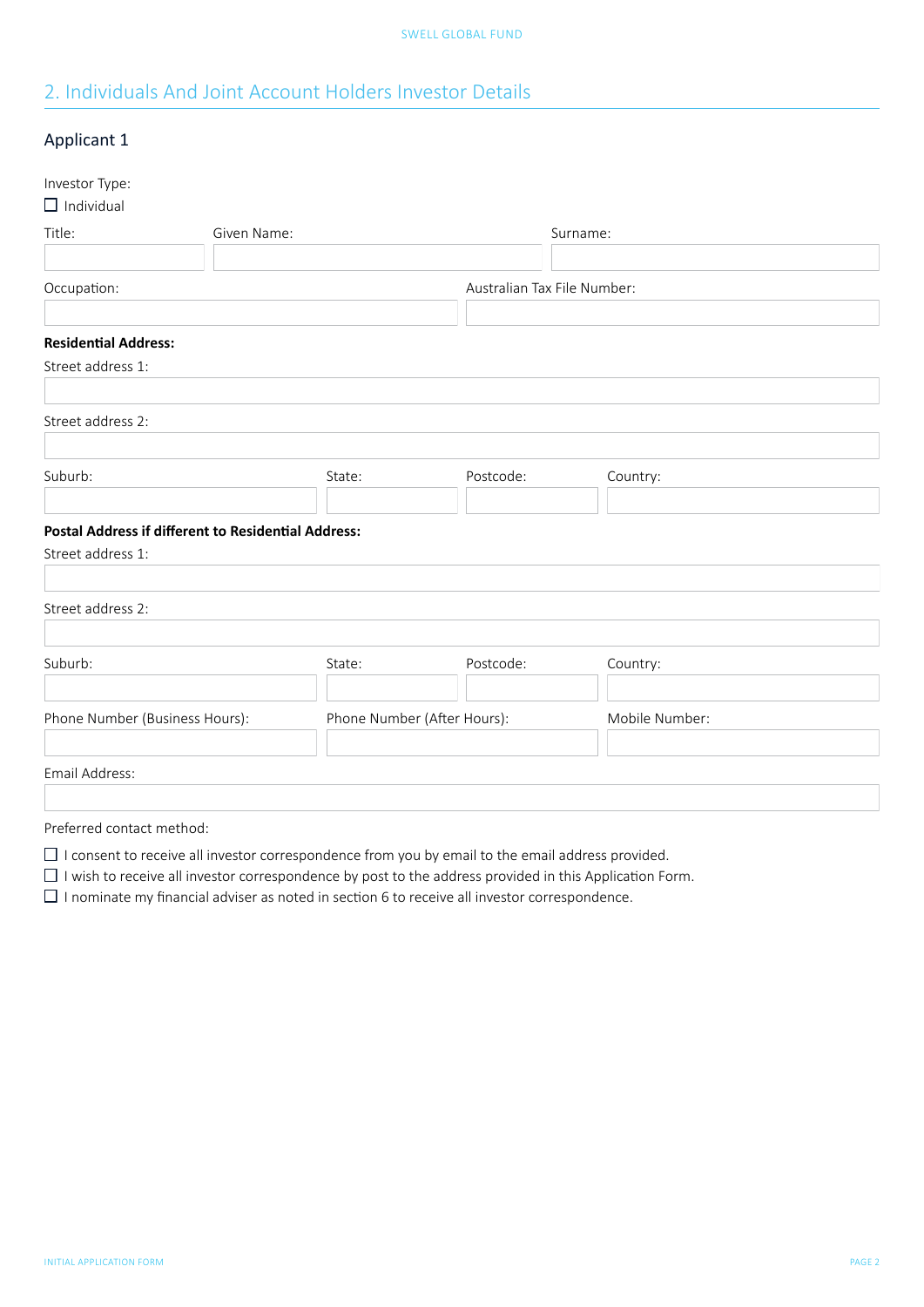## 2. Individuals And Joint Account Holders Investor Details

### Applicant 1

Investor Type:

☐ Individual

Title:

Given Name:

Surname:

Occupation:

Australian Tax File Number:

**Residential Address:**

Street address 1:

Street address 2:

Suburb:

State:

Postcode:

Country:

**Postal Address if different to Residential Address:**

Street address 1:

Street address 2:

Suburb:

State:

Postcode:

Country:

Phone Number (Business Hours):

Phone Number (After Hours):

Mobile Number:

Email Address:

Preferred contact method:

☐ I consent to receive all investor correspondence from you by email to the email address provided.
☐ I wish to receive all investor correspondence by post to the address provided in this Application Form.
☐ I nominate my financial adviser as noted in section 6 to receive all investor correspondence.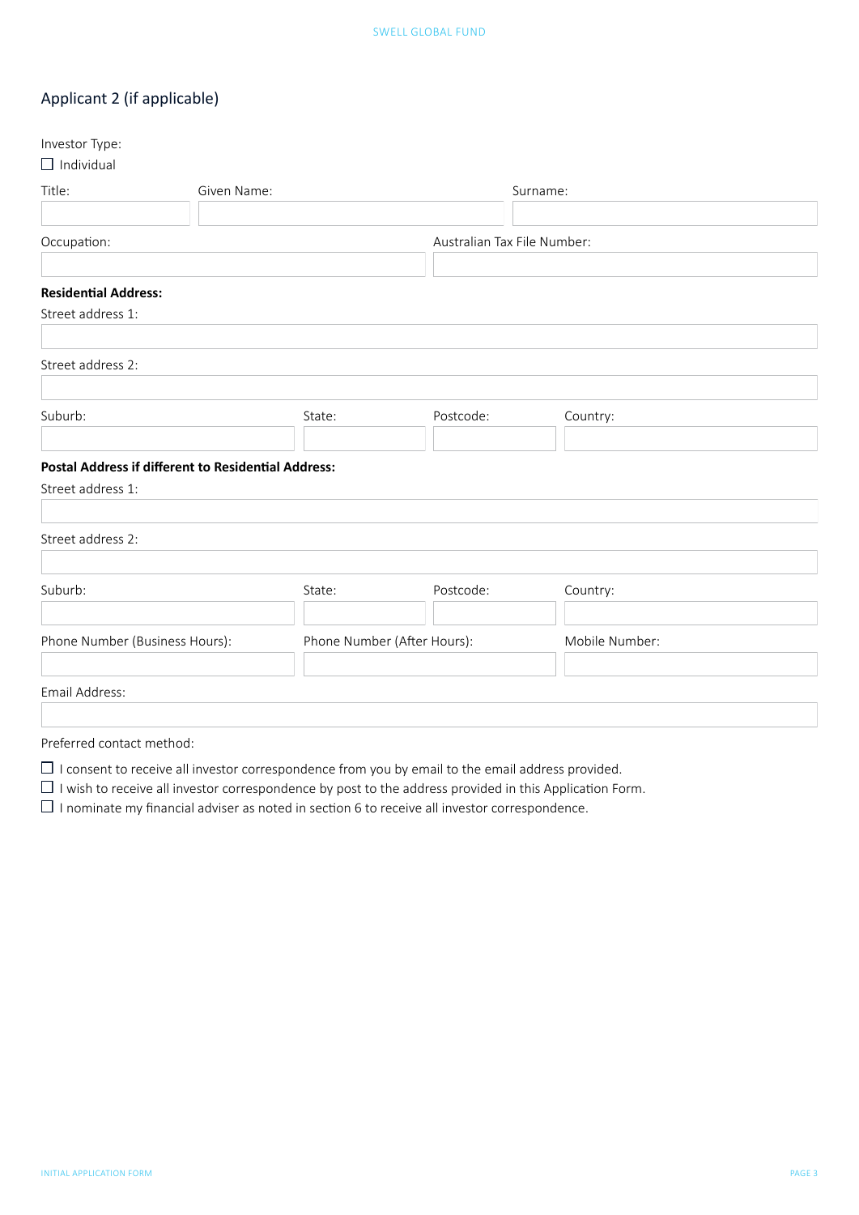## Applicant 2 (if applicable)

Investor Type:

☐ Individual

| Title: | Given Name: | Surname: |
|---|---|---|
| | | |

| Occupation: | Australian Tax File Number: |
|---|---|
| | |

**Residential Address:**

Street address 1:

Street address 2:

| Suburb: | State: | Postcode: | Country: |
|---|---|---|---|
| | | | |

**Postal Address if different to Residential Address:**

Street address 1:

Street address 2:

| Suburb: | State: | Postcode: | Country: |
|---|---|---|---|
| | | | |

| Phone Number (Business Hours): | Phone Number (After Hours): | Mobile Number: |
|---|---|---|
| | | |

Email Address:

Preferred contact method:

☐ I consent to receive all investor correspondence from you by email to the email address provided.

☐ I wish to receive all investor correspondence by post to the address provided in this Application Form.

☐ I nominate my financial adviser as noted in section 6 to receive all investor correspondence.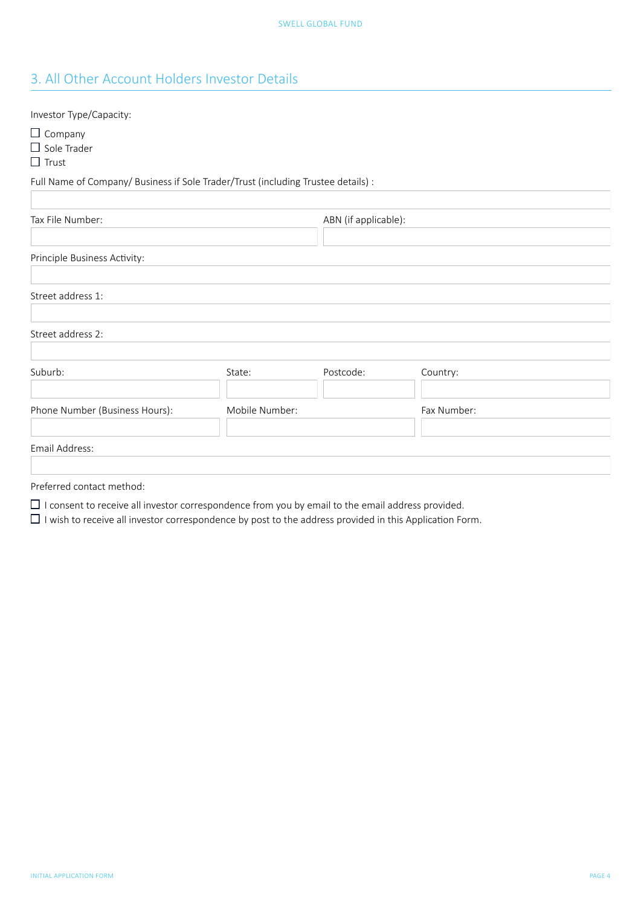## 3. All Other Account Holders Investor Details

Investor Type/Capacity:

- ☐ Company
- ☐ Sole Trader
- ☐ Trust

Full Name of Company/ Business if Sole Trader/Trust (including Trustee details) :

| |
|---|
| |

| Tax File Number: | ABN (if applicable): |
|---|---|
| | |

Principle Business Activity:

| |
|---|
| |

Street address 1:

| |
|---|
| |

Street address 2:

| |
|---|
| |

| Suburb: | State: | Postcode: | Country: |
|---|---|---|---|
| | | | |

| Phone Number (Business Hours): | Mobile Number: | Fax Number: |
|---|---|---|
| | | |

Email Address:

| |
|---|
| |

Preferred contact method:

- ☐ I consent to receive all investor correspondence from you by email to the email address provided.
- ☐ I wish to receive all investor correspondence by post to the address provided in this Application Form.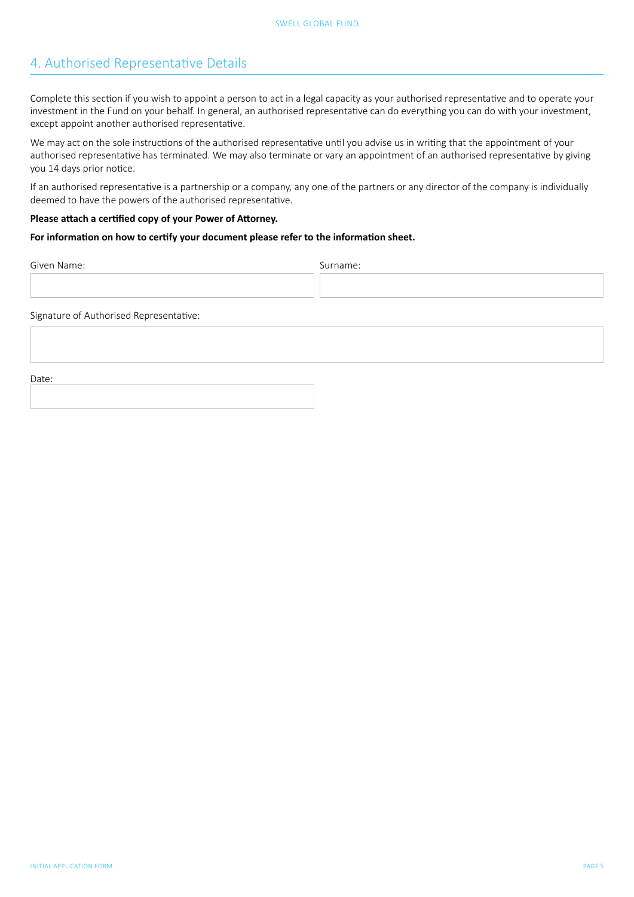## 4. Authorised Representative Details

Complete this section if you wish to appoint a person to act in a legal capacity as your authorised representative and to operate your investment in the Fund on your behalf. In general, an authorised representative can do everything you can do with your investment, except appoint another authorised representative.

We may act on the sole instructions of the authorised representative until you advise us in writing that the appointment of your authorised representative has terminated. We may also terminate or vary an appointment of an authorised representative by giving you 14 days prior notice.

If an authorised representative is a partnership or a company, any one of the partners or any director of the company is individually deemed to have the powers of the authorised representative.

**Please attach a certified copy of your Power of Attorney.**

**For information on how to certify your document please refer to the information sheet.**

Given Name:

Surname:

Signature of Authorised Representative:

Date: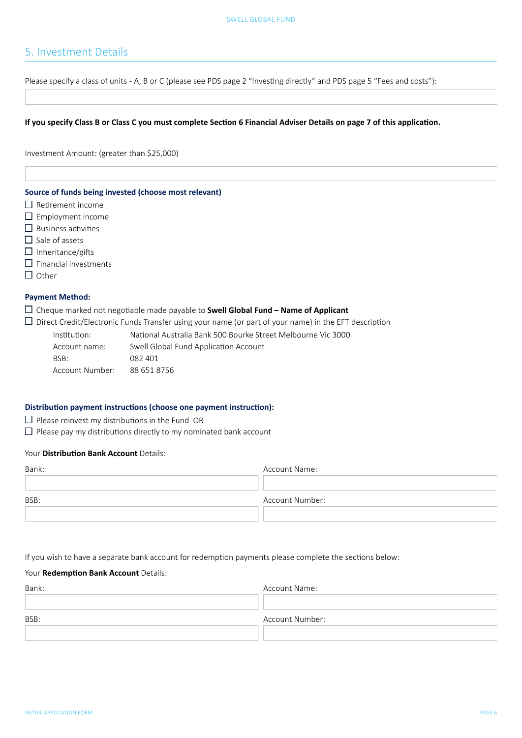## 5. Investment Details

Please specify a class of units - A, B or C (please see PDS page 2 "Investing directly" and PDS page 5 "Fees and costs"):

**If you specify Class B or Class C you must complete Section 6 Financial Adviser Details on page 7 of this application.**

Investment Amount: (greater than $25,000)

**Source of funds being invested (choose most relevant)**

- ☐ Retirement income
- ☐ Employment income
- ☐ Business activities
- ☐ Sale of assets
- ☐ Inheritance/gifts
- ☐ Financial investments
- ☐ Other

**Payment Method:**

- ☐ Cheque marked not negotiable made payable to **Swell Global Fund – Name of Applicant**
- ☐ Direct Credit/Electronic Funds Transfer using your name (or part of your name) in the EFT description

| | |
|---|---|
| Institution: | National Australia Bank 500 Bourke Street Melbourne Vic 3000 |
| Account name: | Swell Global Fund Application Account |
| BSB: | 082 401 |
| Account Number: | 88 651 8756 |

**Distribution payment instructions (choose one payment instruction):**

- ☐ Please reinvest my distributions in the Fund OR
- ☐ Please pay my distributions directly to my nominated bank account

Your **Distribution Bank Account** Details:

| Bank: | Account Name: |
|---|---|
| | |
| **BSB:** | **Account Number:** |
| | |

If you wish to have a separate bank account for redemption payments please complete the sections below:

Your **Redemption Bank Account** Details:

| Bank: | Account Name: |
|---|---|
| | |
| **BSB:** | **Account Number:** |
| | |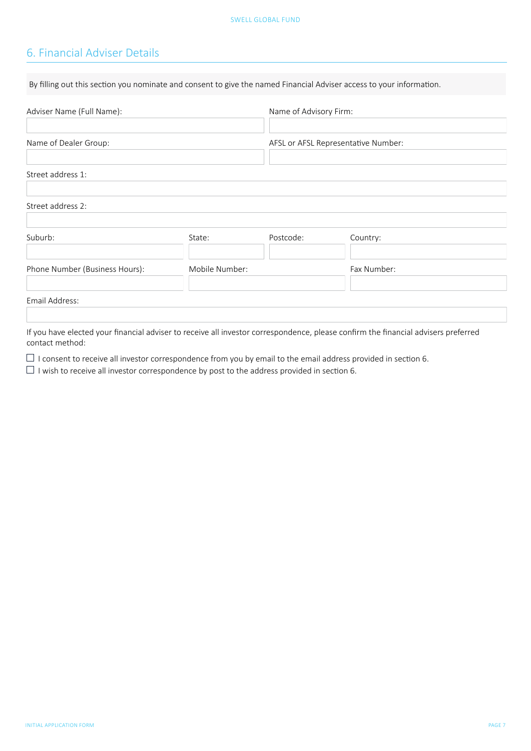## 6. Financial Adviser Details

By filling out this section you nominate and consent to give the named Financial Adviser access to your information.

Adviser Name (Full Name):

Name of Advisory Firm:

Name of Dealer Group:

AFSL or AFSL Representative Number:

Street address 1:

Street address 2:

Suburb:

State:

Postcode:

Country:

Phone Number (Business Hours):

Mobile Number:

Fax Number:

Email Address:

If you have elected your financial adviser to receive all investor correspondence, please confirm the financial advisers preferred contact method:

☐ I consent to receive all investor correspondence from you by email to the email address provided in section 6.
☐ I wish to receive all investor correspondence by post to the address provided in section 6.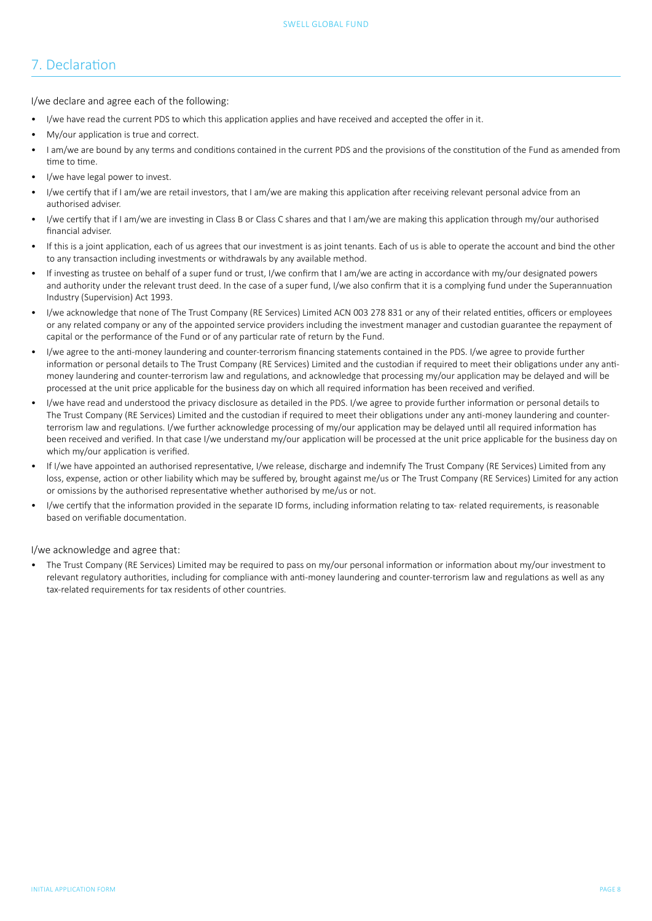## 7. Declaration

I/we declare and agree each of the following:

- I/we have read the current PDS to which this application applies and have received and accepted the offer in it.
- My/our application is true and correct.
- I am/we are bound by any terms and conditions contained in the current PDS and the provisions of the constitution of the Fund as amended from time to time.
- I/we have legal power to invest.
- I/we certify that if I am/we are retail investors, that I am/we are making this application after receiving relevant personal advice from an authorised adviser.
- I/we certify that if I am/we are investing in Class B or Class C shares and that I am/we are making this application through my/our authorised financial adviser.
- If this is a joint application, each of us agrees that our investment is as joint tenants. Each of us is able to operate the account and bind the other to any transaction including investments or withdrawals by any available method.
- If investing as trustee on behalf of a super fund or trust, I/we confirm that I am/we are acting in accordance with my/our designated powers and authority under the relevant trust deed. In the case of a super fund, I/we also confirm that it is a complying fund under the Superannuation Industry (Supervision) Act 1993.
- I/we acknowledge that none of The Trust Company (RE Services) Limited ACN 003 278 831 or any of their related entities, officers or employees or any related company or any of the appointed service providers including the investment manager and custodian guarantee the repayment of capital or the performance of the Fund or of any particular rate of return by the Fund.
- I/we agree to the anti-money laundering and counter-terrorism financing statements contained in the PDS. I/we agree to provide further information or personal details to The Trust Company (RE Services) Limited and the custodian if required to meet their obligations under any anti-money laundering and counter-terrorism law and regulations, and acknowledge that processing my/our application may be delayed and will be processed at the unit price applicable for the business day on which all required information has been received and verified.
- I/we have read and understood the privacy disclosure as detailed in the PDS. I/we agree to provide further information or personal details to The Trust Company (RE Services) Limited and the custodian if required to meet their obligations under any anti-money laundering and counter-terrorism law and regulations. I/we further acknowledge processing of my/our application may be delayed until all required information has been received and verified. In that case I/we understand my/our application will be processed at the unit price applicable for the business day on which my/our application is verified.
- If I/we have appointed an authorised representative, I/we release, discharge and indemnify The Trust Company (RE Services) Limited from any loss, expense, action or other liability which may be suffered by, brought against me/us or The Trust Company (RE Services) Limited for any action or omissions by the authorised representative whether authorised by me/us or not.
- I/we certify that the information provided in the separate ID forms, including information relating to tax- related requirements, is reasonable based on verifiable documentation.

I/we acknowledge and agree that:

- The Trust Company (RE Services) Limited may be required to pass on my/our personal information or information about my/our investment to relevant regulatory authorities, including for compliance with anti-money laundering and counter-terrorism law and regulations as well as any tax-related requirements for tax residents of other countries.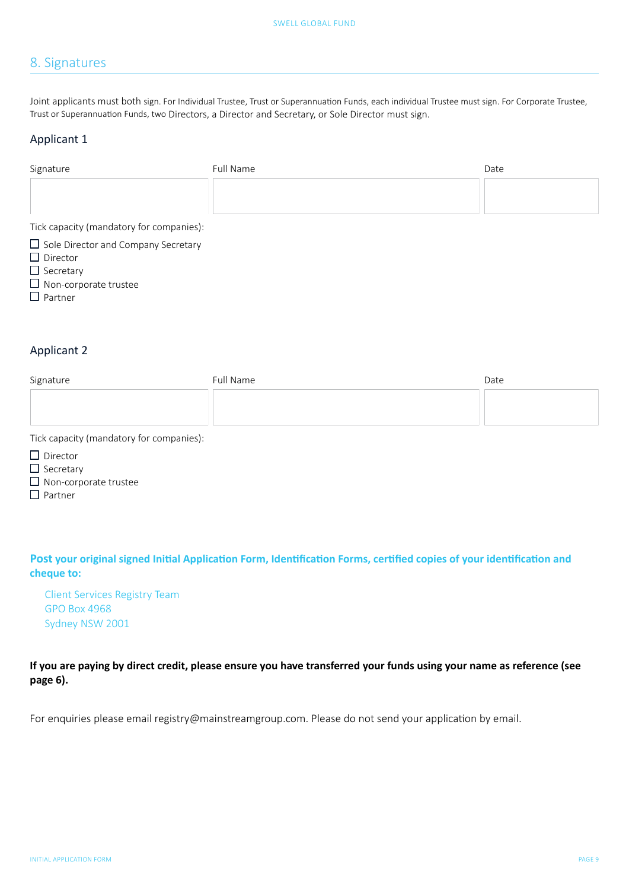## 8. Signatures

Joint applicants must both sign. For Individual Trustee, Trust or Superannuation Funds, each individual Trustee must sign. For Corporate Trustee, Trust or Superannuation Funds, two Directors, a Director and Secretary, or Sole Director must sign.

### Applicant 1

| Signature | Full Name | Date |
|---|---|---|
| | | |

Tick capacity (mandatory for companies):

- ☐ Sole Director and Company Secretary
- ☐ Director
- ☐ Secretary
- ☐ Non-corporate trustee
- ☐ Partner

### Applicant 2

| Signature | Full Name | Date |
|---|---|---|
| | | |

Tick capacity (mandatory for companies):

- ☐ Director
- ☐ Secretary
- ☐ Non-corporate trustee
- ☐ Partner

**Post your original signed Initial Application Form, Identification Forms, certified copies of your identification and cheque to:**

Client Services Registry Team
GPO Box 4968
Sydney NSW 2001

**If you are paying by direct credit, please ensure you have transferred your funds using your name as reference (see page 6).**

For enquiries please email registry@mainstreamgroup.com. Please do not send your application by email.